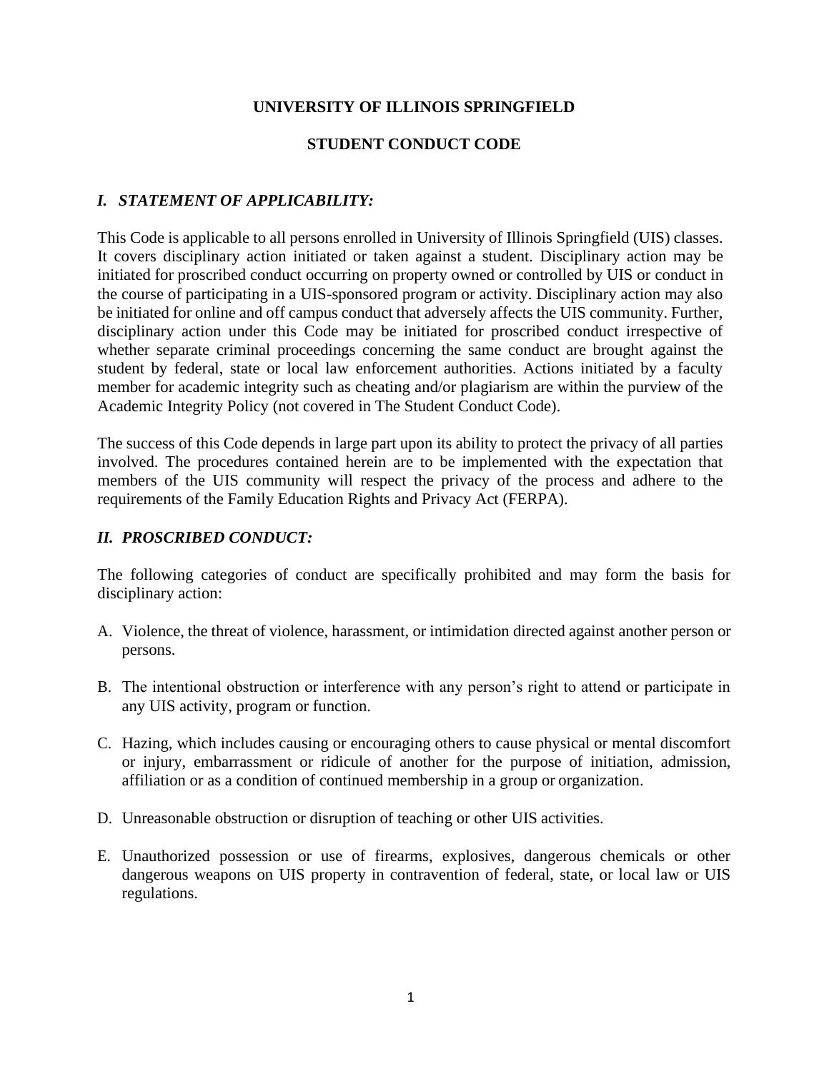# UNIVERSITY OF ILLINOIS SPRINGFIELD

## STUDENT CONDUCT CODE

### *I. STATEMENT OF APPLICABILITY:*

This Code is applicable to all persons enrolled in University of Illinois Springfield (UIS) classes. It covers disciplinary action initiated or taken against a student. Disciplinary action may be initiated for proscribed conduct occurring on property owned or controlled by UIS or conduct in the course of participating in a UIS-sponsored program or activity. Disciplinary action may also be initiated for online and off campus conduct that adversely affects the UIS community. Further, disciplinary action under this Code may be initiated for proscribed conduct irrespective of whether separate criminal proceedings concerning the same conduct are brought against the student by federal, state or local law enforcement authorities. Actions initiated by a faculty member for academic integrity such as cheating and/or plagiarism are within the purview of the Academic Integrity Policy (not covered in The Student Conduct Code).

The success of this Code depends in large part upon its ability to protect the privacy of all parties involved. The procedures contained herein are to be implemented with the expectation that members of the UIS community will respect the privacy of the process and adhere to the requirements of the Family Education Rights and Privacy Act (FERPA).

### *II. PROSCRIBED CONDUCT:*

The following categories of conduct are specifically prohibited and may form the basis for disciplinary action:

A. Violence, the threat of violence, harassment, or intimidation directed against another person or persons.

B. The intentional obstruction or interference with any person's right to attend or participate in any UIS activity, program or function.

C. Hazing, which includes causing or encouraging others to cause physical or mental discomfort or injury, embarrassment or ridicule of another for the purpose of initiation, admission, affiliation or as a condition of continued membership in a group or organization.

D. Unreasonable obstruction or disruption of teaching or other UIS activities.

E. Unauthorized possession or use of firearms, explosives, dangerous chemicals or other dangerous weapons on UIS property in contravention of federal, state, or local law or UIS regulations.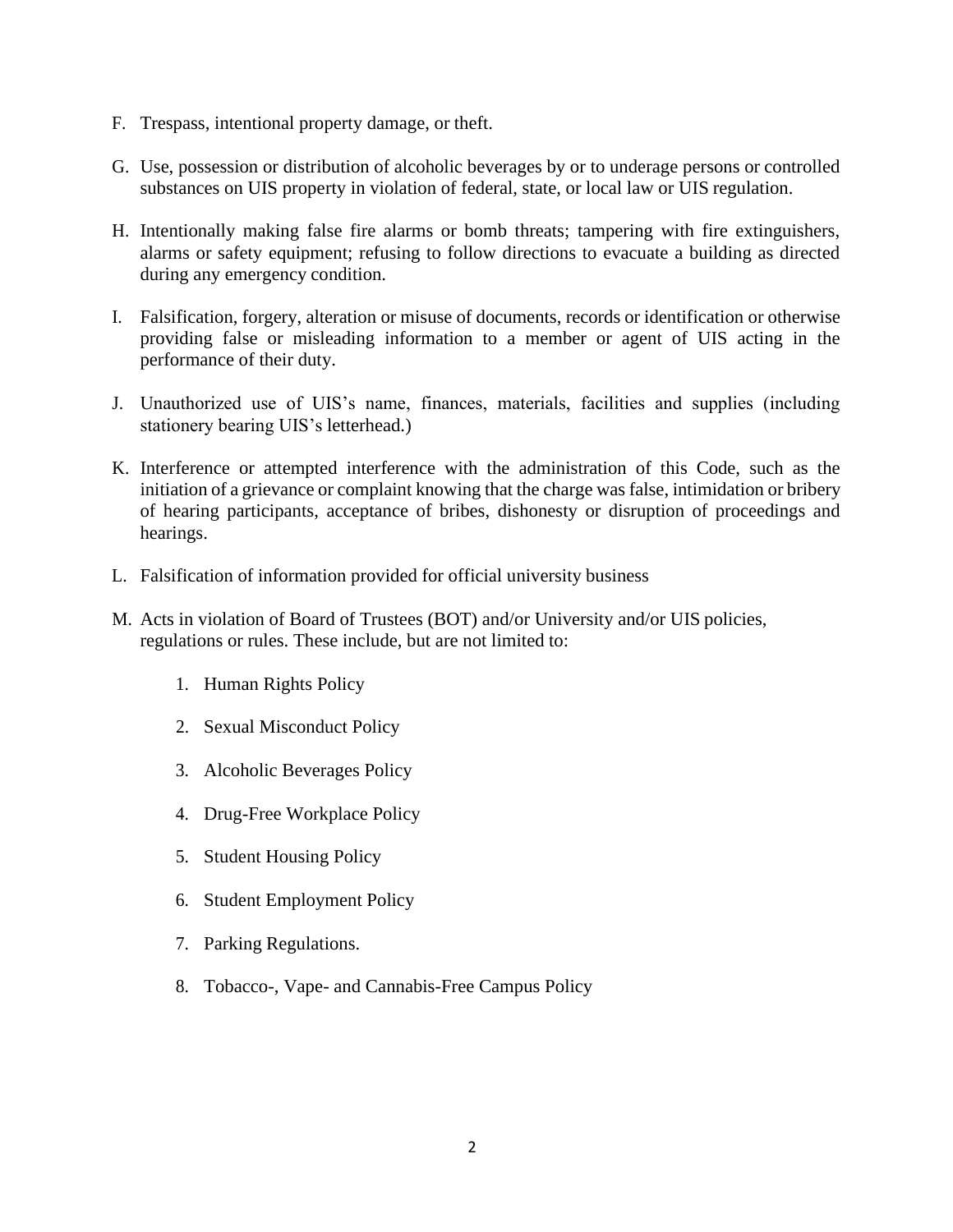F. Trespass, intentional property damage, or theft.

G. Use, possession or distribution of alcoholic beverages by or to underage persons or controlled substances on UIS property in violation of federal, state, or local law or UIS regulation.

H. Intentionally making false fire alarms or bomb threats; tampering with fire extinguishers, alarms or safety equipment; refusing to follow directions to evacuate a building as directed during any emergency condition.

I. Falsification, forgery, alteration or misuse of documents, records or identification or otherwise providing false or misleading information to a member or agent of UIS acting in the performance of their duty.

J. Unauthorized use of UIS's name, finances, materials, facilities and supplies (including stationery bearing UIS's letterhead.)

K. Interference or attempted interference with the administration of this Code, such as the initiation of a grievance or complaint knowing that the charge was false, intimidation or bribery of hearing participants, acceptance of bribes, dishonesty or disruption of proceedings and hearings.

L. Falsification of information provided for official university business

M. Acts in violation of Board of Trustees (BOT) and/or University and/or UIS policies, regulations or rules. These include, but are not limited to:

   1. Human Rights Policy

   2. Sexual Misconduct Policy

   3. Alcoholic Beverages Policy

   4. Drug-Free Workplace Policy

   5. Student Housing Policy

   6. Student Employment Policy

   7. Parking Regulations.

   8. Tobacco-, Vape- and Cannabis-Free Campus Policy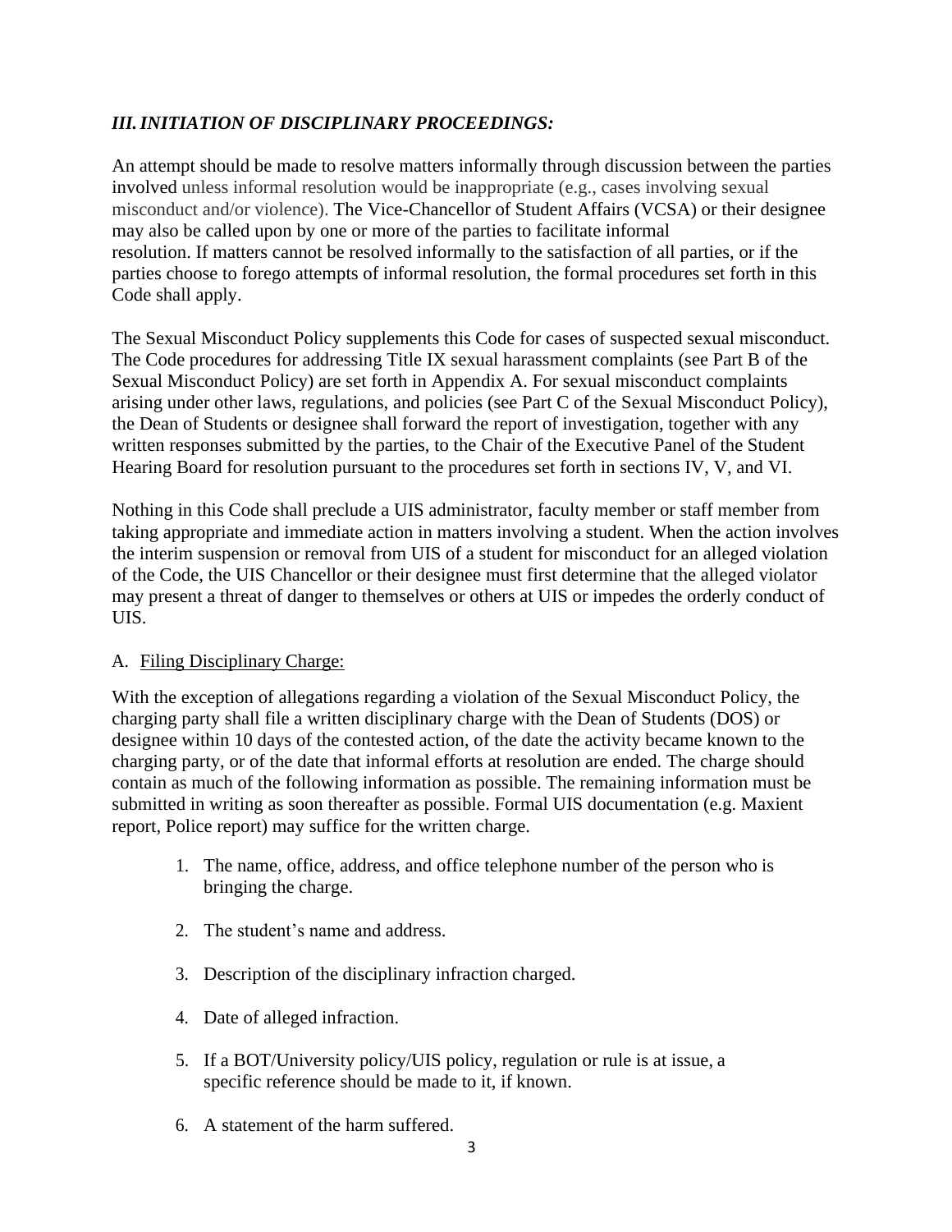## *III. INITIATION OF DISCIPLINARY PROCEEDINGS:*

An attempt should be made to resolve matters informally through discussion between the parties involved unless informal resolution would be inappropriate (e.g., cases involving sexual misconduct and/or violence). The Vice-Chancellor of Student Affairs (VCSA) or their designee may also be called upon by one or more of the parties to facilitate informal resolution. If matters cannot be resolved informally to the satisfaction of all parties, or if the parties choose to forego attempts of informal resolution, the formal procedures set forth in this Code shall apply.

The Sexual Misconduct Policy supplements this Code for cases of suspected sexual misconduct. The Code procedures for addressing Title IX sexual harassment complaints (see Part B of the Sexual Misconduct Policy) are set forth in Appendix A. For sexual misconduct complaints arising under other laws, regulations, and policies (see Part C of the Sexual Misconduct Policy), the Dean of Students or designee shall forward the report of investigation, together with any written responses submitted by the parties, to the Chair of the Executive Panel of the Student Hearing Board for resolution pursuant to the procedures set forth in sections IV, V, and VI.

Nothing in this Code shall preclude a UIS administrator, faculty member or staff member from taking appropriate and immediate action in matters involving a student. When the action involves the interim suspension or removal from UIS of a student for misconduct for an alleged violation of the Code, the UIS Chancellor or their designee must first determine that the alleged violator may present a threat of danger to themselves or others at UIS or impedes the orderly conduct of UIS.

### A. Filing Disciplinary Charge:

With the exception of allegations regarding a violation of the Sexual Misconduct Policy, the charging party shall file a written disciplinary charge with the Dean of Students (DOS) or designee within 10 days of the contested action, of the date the activity became known to the charging party, or of the date that informal efforts at resolution are ended. The charge should contain as much of the following information as possible. The remaining information must be submitted in writing as soon thereafter as possible. Formal UIS documentation (e.g. Maxient report, Police report) may suffice for the written charge.

1. The name, office, address, and office telephone number of the person who is bringing the charge.

2. The student's name and address.

3. Description of the disciplinary infraction charged.

4. Date of alleged infraction.

5. If a BOT/University policy/UIS policy, regulation or rule is at issue, a specific reference should be made to it, if known.

6. A statement of the harm suffered.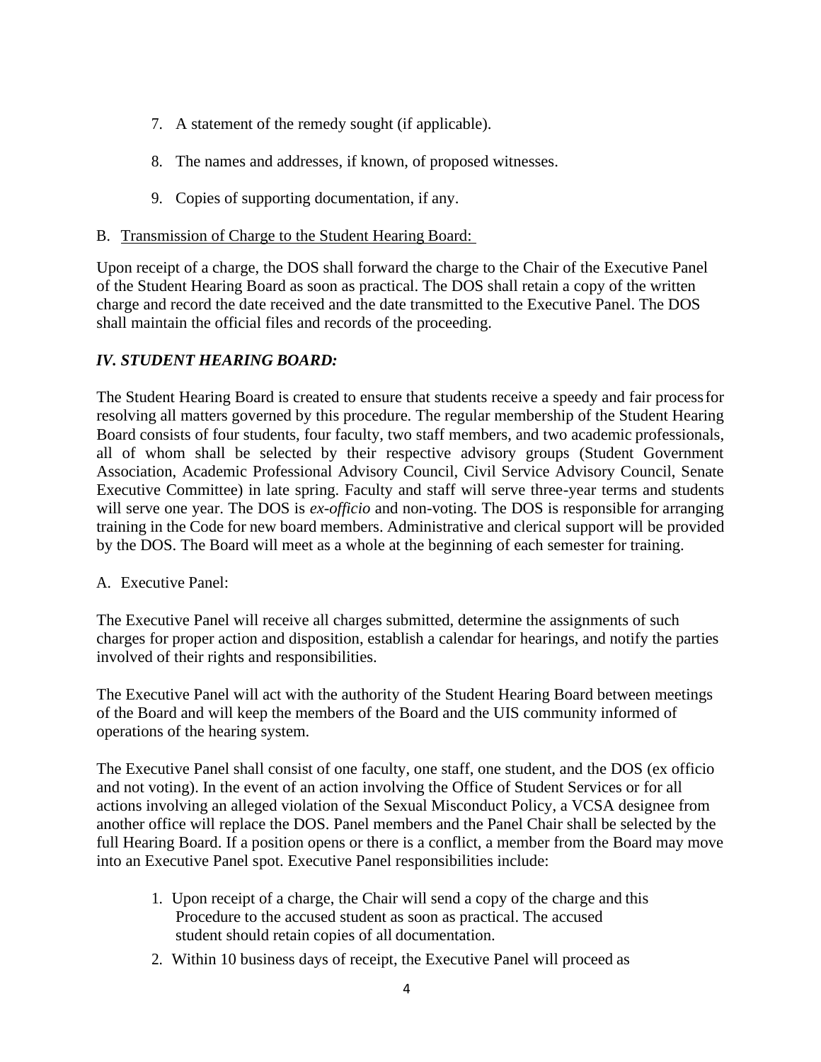7. A statement of the remedy sought (if applicable).

8. The names and addresses, if known, of proposed witnesses.

9. Copies of supporting documentation, if any.

B. <u>Transmission of Charge to the Student Hearing Board:</u>

Upon receipt of a charge, the DOS shall forward the charge to the Chair of the Executive Panel of the Student Hearing Board as soon as practical. The DOS shall retain a copy of the written charge and record the date received and the date transmitted to the Executive Panel. The DOS shall maintain the official files and records of the proceeding.

### *IV. STUDENT HEARING BOARD:*

The Student Hearing Board is created to ensure that students receive a speedy and fair process for resolving all matters governed by this procedure. The regular membership of the Student Hearing Board consists of four students, four faculty, two staff members, and two academic professionals, all of whom shall be selected by their respective advisory groups (Student Government Association, Academic Professional Advisory Council, Civil Service Advisory Council, Senate Executive Committee) in late spring. Faculty and staff will serve three-year terms and students will serve one year. The DOS is *ex-officio* and non-voting. The DOS is responsible for arranging training in the Code for new board members. Administrative and clerical support will be provided by the DOS. The Board will meet as a whole at the beginning of each semester for training.

A. Executive Panel:

The Executive Panel will receive all charges submitted, determine the assignments of such charges for proper action and disposition, establish a calendar for hearings, and notify the parties involved of their rights and responsibilities.

The Executive Panel will act with the authority of the Student Hearing Board between meetings of the Board and will keep the members of the Board and the UIS community informed of operations of the hearing system.

The Executive Panel shall consist of one faculty, one staff, one student, and the DOS (ex officio and not voting). In the event of an action involving the Office of Student Services or for all actions involving an alleged violation of the Sexual Misconduct Policy, a VCSA designee from another office will replace the DOS. Panel members and the Panel Chair shall be selected by the full Hearing Board. If a position opens or there is a conflict, a member from the Board may move into an Executive Panel spot. Executive Panel responsibilities include:

1. Upon receipt of a charge, the Chair will send a copy of the charge and this Procedure to the accused student as soon as practical. The accused student should retain copies of all documentation.

2. Within 10 business days of receipt, the Executive Panel will proceed as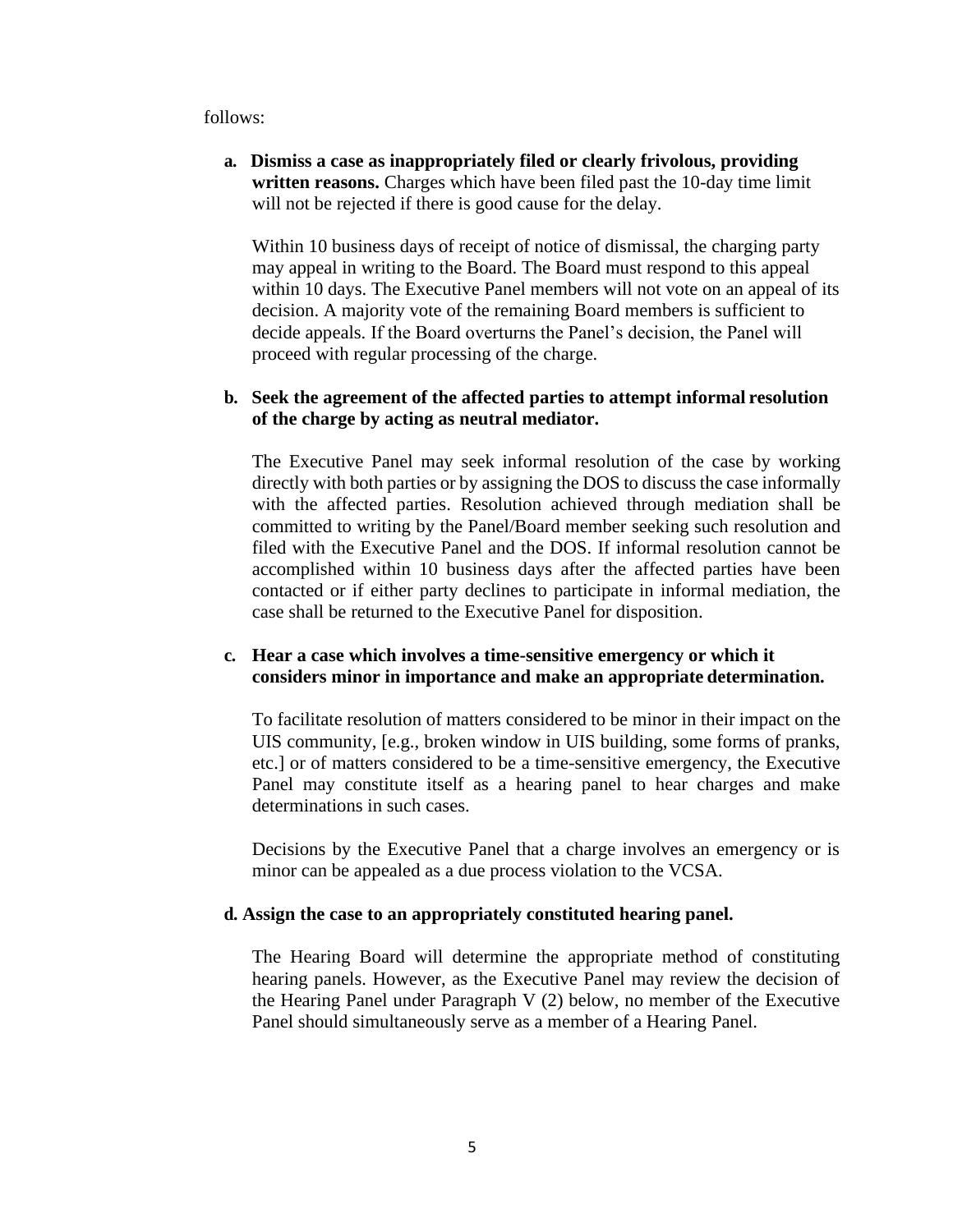follows:

**a. Dismiss a case as inappropriately filed or clearly frivolous, providing written reasons.** Charges which have been filed past the 10-day time limit will not be rejected if there is good cause for the delay.

Within 10 business days of receipt of notice of dismissal, the charging party may appeal in writing to the Board. The Board must respond to this appeal within 10 days. The Executive Panel members will not vote on an appeal of its decision. A majority vote of the remaining Board members is sufficient to decide appeals. If the Board overturns the Panel's decision, the Panel will proceed with regular processing of the charge.

**b. Seek the agreement of the affected parties to attempt informal resolution of the charge by acting as neutral mediator.**

The Executive Panel may seek informal resolution of the case by working directly with both parties or by assigning the DOS to discuss the case informally with the affected parties. Resolution achieved through mediation shall be committed to writing by the Panel/Board member seeking such resolution and filed with the Executive Panel and the DOS. If informal resolution cannot be accomplished within 10 business days after the affected parties have been contacted or if either party declines to participate in informal mediation, the case shall be returned to the Executive Panel for disposition.

**c. Hear a case which involves a time-sensitive emergency or which it considers minor in importance and make an appropriate determination.**

To facilitate resolution of matters considered to be minor in their impact on the UIS community, [e.g., broken window in UIS building, some forms of pranks, etc.] or of matters considered to be a time-sensitive emergency, the Executive Panel may constitute itself as a hearing panel to hear charges and make determinations in such cases.

Decisions by the Executive Panel that a charge involves an emergency or is minor can be appealed as a due process violation to the VCSA.

**d. Assign the case to an appropriately constituted hearing panel.**

The Hearing Board will determine the appropriate method of constituting hearing panels. However, as the Executive Panel may review the decision of the Hearing Panel under Paragraph V (2) below, no member of the Executive Panel should simultaneously serve as a member of a Hearing Panel.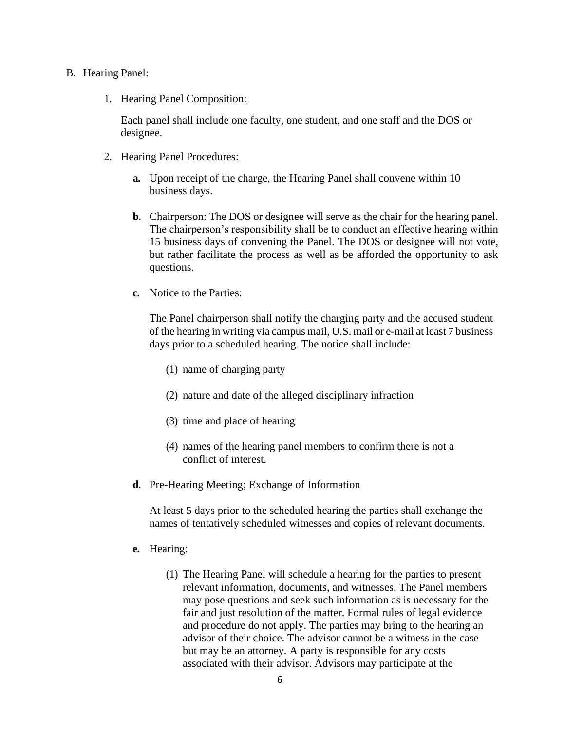B. Hearing Panel:

1. Hearing Panel Composition:

   Each panel shall include one faculty, one student, and one staff and the DOS or designee.

2. Hearing Panel Procedures:

   **a.** Upon receipt of the charge, the Hearing Panel shall convene within 10 business days.

   **b.** Chairperson: The DOS or designee will serve as the chair for the hearing panel. The chairperson's responsibility shall be to conduct an effective hearing within 15 business days of convening the Panel. The DOS or designee will not vote, but rather facilitate the process as well as be afforded the opportunity to ask questions.

   **c.** Notice to the Parties:

   The Panel chairperson shall notify the charging party and the accused student of the hearing in writing via campus mail, U.S. mail or e-mail at least 7 business days prior to a scheduled hearing. The notice shall include:

   (1) name of charging party

   (2) nature and date of the alleged disciplinary infraction

   (3) time and place of hearing

   (4) names of the hearing panel members to confirm there is not a conflict of interest.

   **d.** Pre-Hearing Meeting; Exchange of Information

   At least 5 days prior to the scheduled hearing the parties shall exchange the names of tentatively scheduled witnesses and copies of relevant documents.

   **e.** Hearing:

   (1) The Hearing Panel will schedule a hearing for the parties to present relevant information, documents, and witnesses. The Panel members may pose questions and seek such information as is necessary for the fair and just resolution of the matter. Formal rules of legal evidence and procedure do not apply. The parties may bring to the hearing an advisor of their choice. The advisor cannot be a witness in the case but may be an attorney. A party is responsible for any costs associated with their advisor. Advisors may participate at the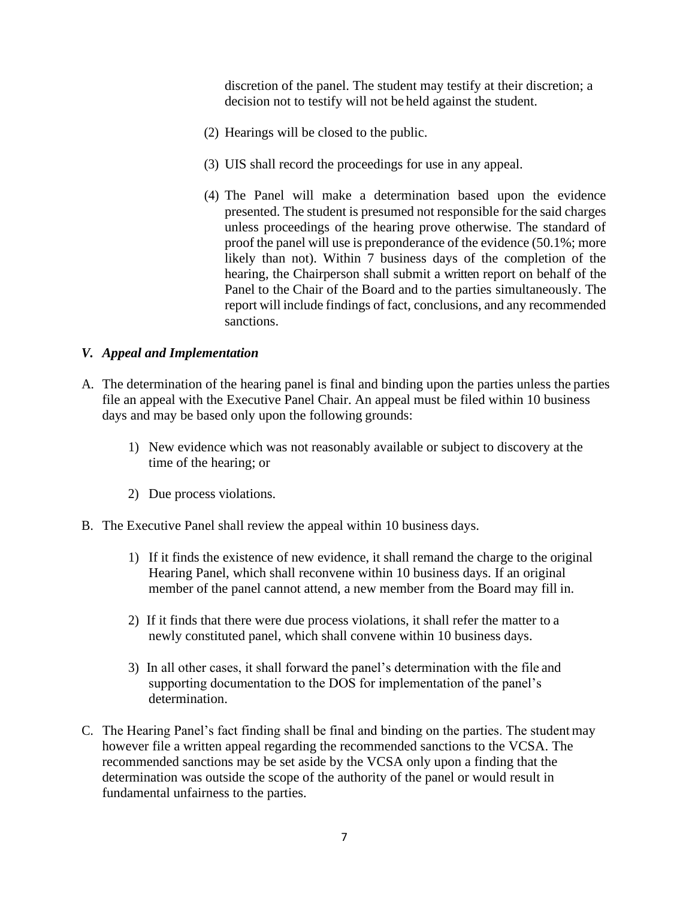discretion of the panel. The student may testify at their discretion; a decision not to testify will not be held against the student.

(2) Hearings will be closed to the public.

(3) UIS shall record the proceedings for use in any appeal.

(4) The Panel will make a determination based upon the evidence presented. The student is presumed not responsible for the said charges unless proceedings of the hearing prove otherwise. The standard of proof the panel will use is preponderance of the evidence (50.1%; more likely than not). Within 7 business days of the completion of the hearing, the Chairperson shall submit a written report on behalf of the Panel to the Chair of the Board and to the parties simultaneously. The report will include findings of fact, conclusions, and any recommended sanctions.

### *V. Appeal and Implementation*

A. The determination of the hearing panel is final and binding upon the parties unless the parties file an appeal with the Executive Panel Chair. An appeal must be filed within 10 business days and may be based only upon the following grounds:

1) New evidence which was not reasonably available or subject to discovery at the time of the hearing; or

2) Due process violations.

B. The Executive Panel shall review the appeal within 10 business days.

1) If it finds the existence of new evidence, it shall remand the charge to the original Hearing Panel, which shall reconvene within 10 business days. If an original member of the panel cannot attend, a new member from the Board may fill in.

2) If it finds that there were due process violations, it shall refer the matter to a newly constituted panel, which shall convene within 10 business days.

3) In all other cases, it shall forward the panel's determination with the file and supporting documentation to the DOS for implementation of the panel's determination.

C. The Hearing Panel's fact finding shall be final and binding on the parties. The student may however file a written appeal regarding the recommended sanctions to the VCSA. The recommended sanctions may be set aside by the VCSA only upon a finding that the determination was outside the scope of the authority of the panel or would result in fundamental unfairness to the parties.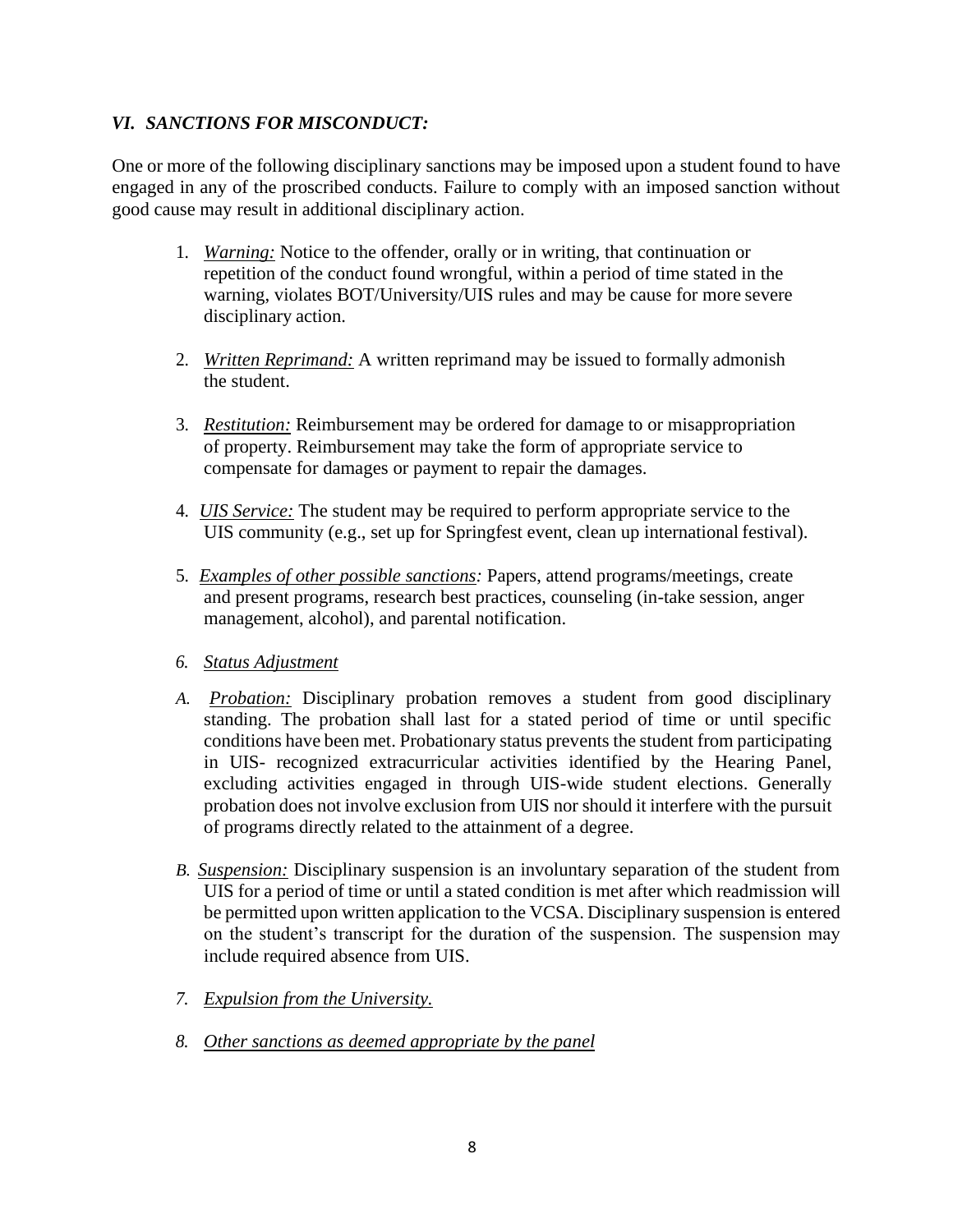## *VI. SANCTIONS FOR MISCONDUCT:*

One or more of the following disciplinary sanctions may be imposed upon a student found to have engaged in any of the proscribed conducts. Failure to comply with an imposed sanction without good cause may result in additional disciplinary action.

1. *Warning:* Notice to the offender, orally or in writing, that continuation or repetition of the conduct found wrongful, within a period of time stated in the warning, violates BOT/University/UIS rules and may be cause for more severe disciplinary action.

2. *Written Reprimand:* A written reprimand may be issued to formally admonish the student.

3. *Restitution:* Reimbursement may be ordered for damage to or misappropriation of property. Reimbursement may take the form of appropriate service to compensate for damages or payment to repair the damages.

4. *UIS Service:* The student may be required to perform appropriate service to the UIS community (e.g., set up for Springfest event, clean up international festival).

5. *Examples of other possible sanctions:* Papers, attend programs/meetings, create and present programs, research best practices, counseling (in-take session, anger management, alcohol), and parental notification.

6. *Status Adjustment*

   A. *Probation:* Disciplinary probation removes a student from good disciplinary standing. The probation shall last for a stated period of time or until specific conditions have been met. Probationary status prevents the student from participating in UIS- recognized extracurricular activities identified by the Hearing Panel, excluding activities engaged in through UIS-wide student elections. Generally probation does not involve exclusion from UIS nor should it interfere with the pursuit of programs directly related to the attainment of a degree.

   B. *Suspension:* Disciplinary suspension is an involuntary separation of the student from UIS for a period of time or until a stated condition is met after which readmission will be permitted upon written application to the VCSA. Disciplinary suspension is entered on the student's transcript for the duration of the suspension. The suspension may include required absence from UIS.

7. *Expulsion from the University.*

8. *Other sanctions as deemed appropriate by the panel*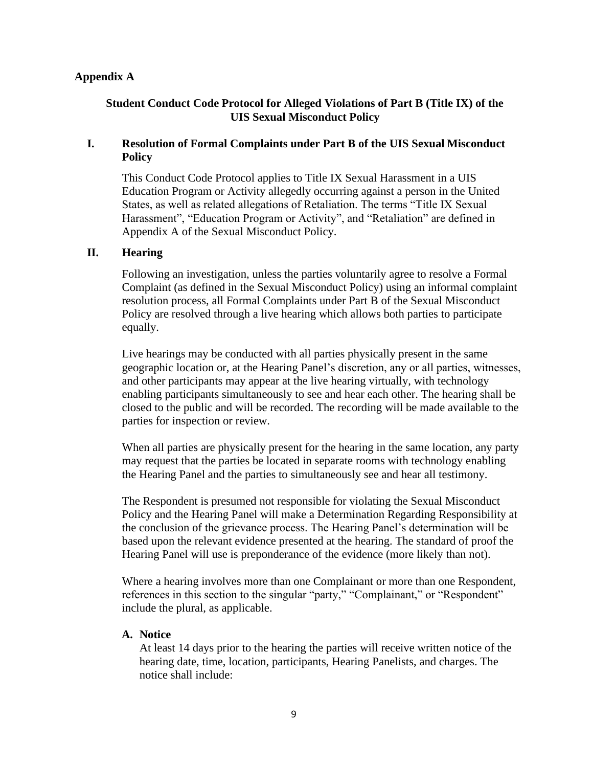**Appendix A**

## Student Conduct Code Protocol for Alleged Violations of Part B (Title IX) of the UIS Sexual Misconduct Policy

### I. Resolution of Formal Complaints under Part B of the UIS Sexual Misconduct Policy

This Conduct Code Protocol applies to Title IX Sexual Harassment in a UIS Education Program or Activity allegedly occurring against a person in the United States, as well as related allegations of Retaliation. The terms "Title IX Sexual Harassment", "Education Program or Activity", and "Retaliation" are defined in Appendix A of the Sexual Misconduct Policy.

### II. Hearing

Following an investigation, unless the parties voluntarily agree to resolve a Formal Complaint (as defined in the Sexual Misconduct Policy) using an informal complaint resolution process, all Formal Complaints under Part B of the Sexual Misconduct Policy are resolved through a live hearing which allows both parties to participate equally.

Live hearings may be conducted with all parties physically present in the same geographic location or, at the Hearing Panel's discretion, any or all parties, witnesses, and other participants may appear at the live hearing virtually, with technology enabling participants simultaneously to see and hear each other. The hearing shall be closed to the public and will be recorded. The recording will be made available to the parties for inspection or review.

When all parties are physically present for the hearing in the same location, any party may request that the parties be located in separate rooms with technology enabling the Hearing Panel and the parties to simultaneously see and hear all testimony.

The Respondent is presumed not responsible for violating the Sexual Misconduct Policy and the Hearing Panel will make a Determination Regarding Responsibility at the conclusion of the grievance process. The Hearing Panel's determination will be based upon the relevant evidence presented at the hearing. The standard of proof the Hearing Panel will use is preponderance of the evidence (more likely than not).

Where a hearing involves more than one Complainant or more than one Respondent, references in this section to the singular "party," "Complainant," or "Respondent" include the plural, as applicable.

#### A. Notice

At least 14 days prior to the hearing the parties will receive written notice of the hearing date, time, location, participants, Hearing Panelists, and charges. The notice shall include: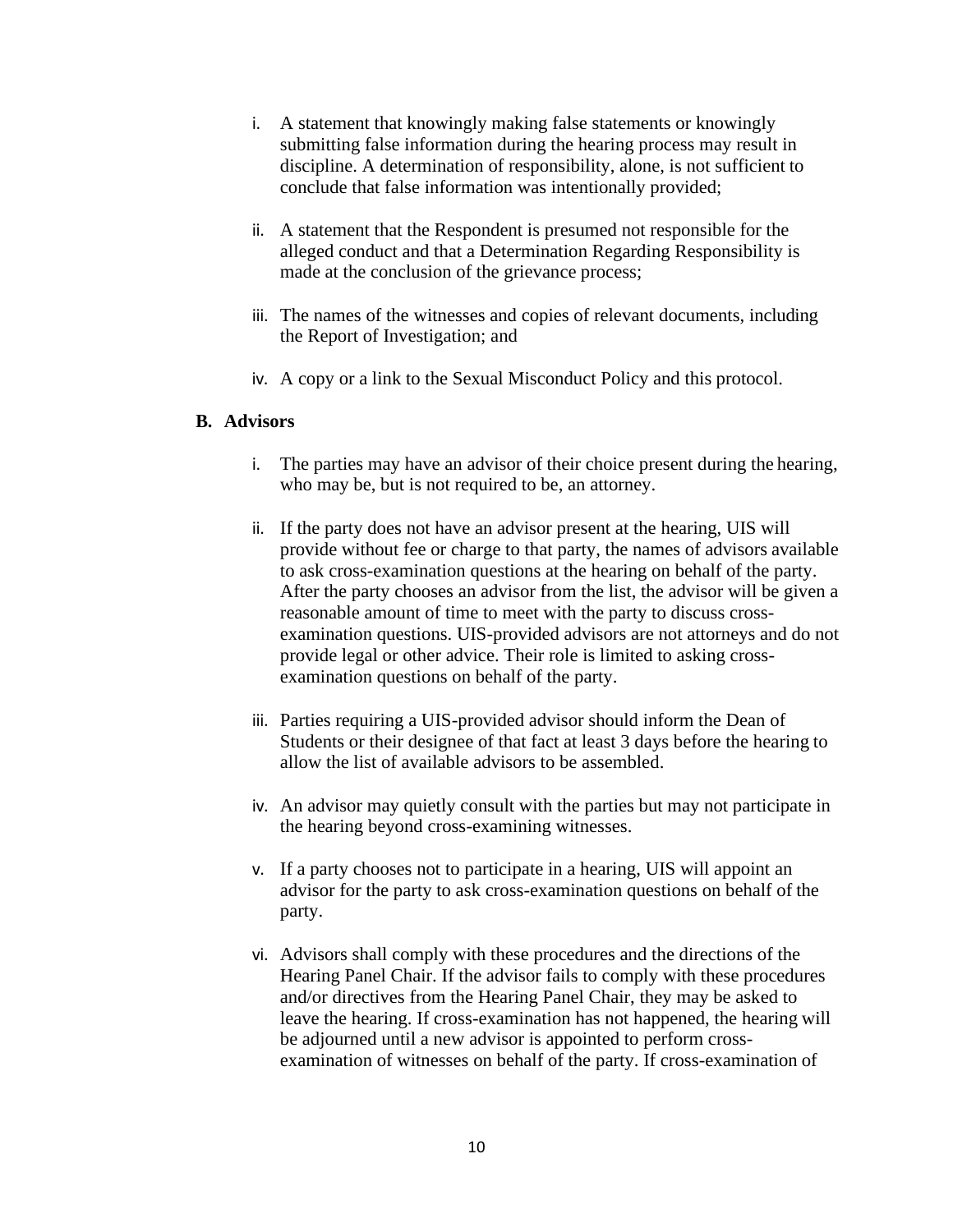i. A statement that knowingly making false statements or knowingly submitting false information during the hearing process may result in discipline. A determination of responsibility, alone, is not sufficient to conclude that false information was intentionally provided;

ii. A statement that the Respondent is presumed not responsible for the alleged conduct and that a Determination Regarding Responsibility is made at the conclusion of the grievance process;

iii. The names of the witnesses and copies of relevant documents, including the Report of Investigation; and

iv. A copy or a link to the Sexual Misconduct Policy and this protocol.

**B. Advisors**

i. The parties may have an advisor of their choice present during the hearing, who may be, but is not required to be, an attorney.

ii. If the party does not have an advisor present at the hearing, UIS will provide without fee or charge to that party, the names of advisors available to ask cross-examination questions at the hearing on behalf of the party. After the party chooses an advisor from the list, the advisor will be given a reasonable amount of time to meet with the party to discuss cross-examination questions. UIS-provided advisors are not attorneys and do not provide legal or other advice. Their role is limited to asking cross-examination questions on behalf of the party.

iii. Parties requiring a UIS-provided advisor should inform the Dean of Students or their designee of that fact at least 3 days before the hearing to allow the list of available advisors to be assembled.

iv. An advisor may quietly consult with the parties but may not participate in the hearing beyond cross-examining witnesses.

v. If a party chooses not to participate in a hearing, UIS will appoint an advisor for the party to ask cross-examination questions on behalf of the party.

vi. Advisors shall comply with these procedures and the directions of the Hearing Panel Chair. If the advisor fails to comply with these procedures and/or directives from the Hearing Panel Chair, they may be asked to leave the hearing. If cross-examination has not happened, the hearing will be adjourned until a new advisor is appointed to perform cross-examination of witnesses on behalf of the party. If cross-examination of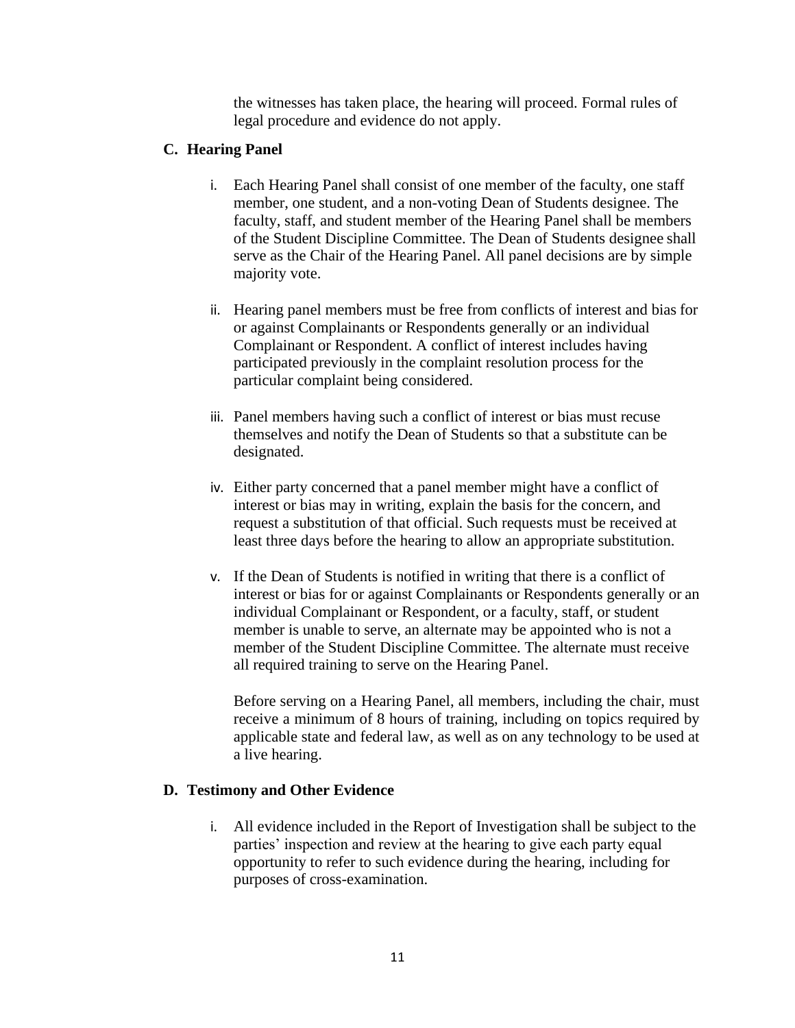the witnesses has taken place, the hearing will proceed. Formal rules of legal procedure and evidence do not apply.

### C. Hearing Panel

i. Each Hearing Panel shall consist of one member of the faculty, one staff member, one student, and a non-voting Dean of Students designee. The faculty, staff, and student member of the Hearing Panel shall be members of the Student Discipline Committee. The Dean of Students designee shall serve as the Chair of the Hearing Panel. All panel decisions are by simple majority vote.

ii. Hearing panel members must be free from conflicts of interest and bias for or against Complainants or Respondents generally or an individual Complainant or Respondent. A conflict of interest includes having participated previously in the complaint resolution process for the particular complaint being considered.

iii. Panel members having such a conflict of interest or bias must recuse themselves and notify the Dean of Students so that a substitute can be designated.

iv. Either party concerned that a panel member might have a conflict of interest or bias may in writing, explain the basis for the concern, and request a substitution of that official. Such requests must be received at least three days before the hearing to allow an appropriate substitution.

v. If the Dean of Students is notified in writing that there is a conflict of interest or bias for or against Complainants or Respondents generally or an individual Complainant or Respondent, or a faculty, staff, or student member is unable to serve, an alternate may be appointed who is not a member of the Student Discipline Committee. The alternate must receive all required training to serve on the Hearing Panel.

   Before serving on a Hearing Panel, all members, including the chair, must receive a minimum of 8 hours of training, including on topics required by applicable state and federal law, as well as on any technology to be used at a live hearing.

### D. Testimony and Other Evidence

i. All evidence included in the Report of Investigation shall be subject to the parties' inspection and review at the hearing to give each party equal opportunity to refer to such evidence during the hearing, including for purposes of cross-examination.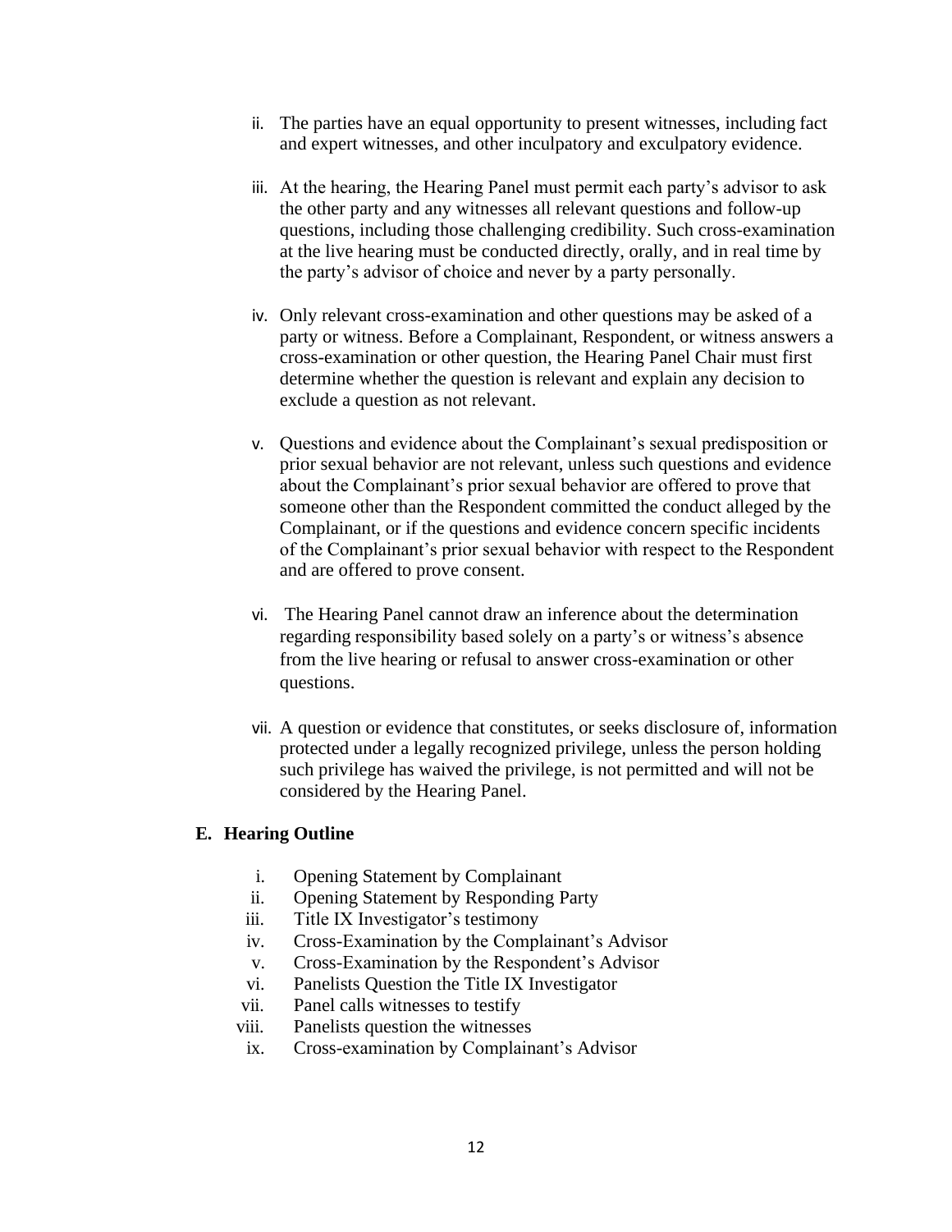ii. The parties have an equal opportunity to present witnesses, including fact and expert witnesses, and other inculpatory and exculpatory evidence.

iii. At the hearing, the Hearing Panel must permit each party's advisor to ask the other party and any witnesses all relevant questions and follow-up questions, including those challenging credibility. Such cross-examination at the live hearing must be conducted directly, orally, and in real time by the party's advisor of choice and never by a party personally.

iv. Only relevant cross-examination and other questions may be asked of a party or witness. Before a Complainant, Respondent, or witness answers a cross-examination or other question, the Hearing Panel Chair must first determine whether the question is relevant and explain any decision to exclude a question as not relevant.

v. Questions and evidence about the Complainant's sexual predisposition or prior sexual behavior are not relevant, unless such questions and evidence about the Complainant's prior sexual behavior are offered to prove that someone other than the Respondent committed the conduct alleged by the Complainant, or if the questions and evidence concern specific incidents of the Complainant's prior sexual behavior with respect to the Respondent and are offered to prove consent.

vi. The Hearing Panel cannot draw an inference about the determination regarding responsibility based solely on a party's or witness's absence from the live hearing or refusal to answer cross-examination or other questions.

vii. A question or evidence that constitutes, or seeks disclosure of, information protected under a legally recognized privilege, unless the person holding such privilege has waived the privilege, is not permitted and will not be considered by the Hearing Panel.

**E. Hearing Outline**

i. Opening Statement by Complainant
ii. Opening Statement by Responding Party
iii. Title IX Investigator's testimony
iv. Cross-Examination by the Complainant's Advisor
v. Cross-Examination by the Respondent's Advisor
vi. Panelists Question the Title IX Investigator
vii. Panel calls witnesses to testify
viii. Panelists question the witnesses
ix. Cross-examination by Complainant's Advisor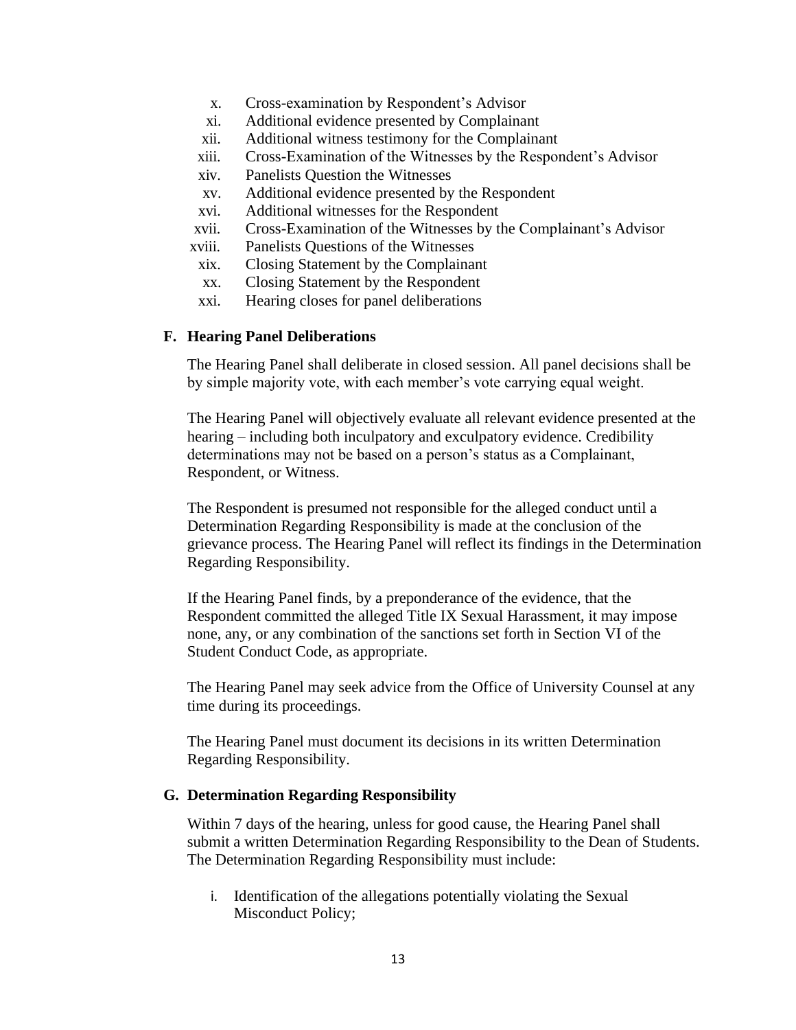x. Cross-examination by Respondent's Advisor
xi. Additional evidence presented by Complainant
xii. Additional witness testimony for the Complainant
xiii. Cross-Examination of the Witnesses by the Respondent's Advisor
xiv. Panelists Question the Witnesses
xv. Additional evidence presented by the Respondent
xvi. Additional witnesses for the Respondent
xvii. Cross-Examination of the Witnesses by the Complainant's Advisor
xviii. Panelists Questions of the Witnesses
xix. Closing Statement by the Complainant
xx. Closing Statement by the Respondent
xxi. Hearing closes for panel deliberations

### F. Hearing Panel Deliberations

The Hearing Panel shall deliberate in closed session. All panel decisions shall be by simple majority vote, with each member's vote carrying equal weight.

The Hearing Panel will objectively evaluate all relevant evidence presented at the hearing – including both inculpatory and exculpatory evidence. Credibility determinations may not be based on a person's status as a Complainant, Respondent, or Witness.

The Respondent is presumed not responsible for the alleged conduct until a Determination Regarding Responsibility is made at the conclusion of the grievance process. The Hearing Panel will reflect its findings in the Determination Regarding Responsibility.

If the Hearing Panel finds, by a preponderance of the evidence, that the Respondent committed the alleged Title IX Sexual Harassment, it may impose none, any, or any combination of the sanctions set forth in Section VI of the Student Conduct Code, as appropriate.

The Hearing Panel may seek advice from the Office of University Counsel at any time during its proceedings.

The Hearing Panel must document its decisions in its written Determination Regarding Responsibility.

### G. Determination Regarding Responsibility

Within 7 days of the hearing, unless for good cause, the Hearing Panel shall submit a written Determination Regarding Responsibility to the Dean of Students. The Determination Regarding Responsibility must include:

i. Identification of the allegations potentially violating the Sexual Misconduct Policy;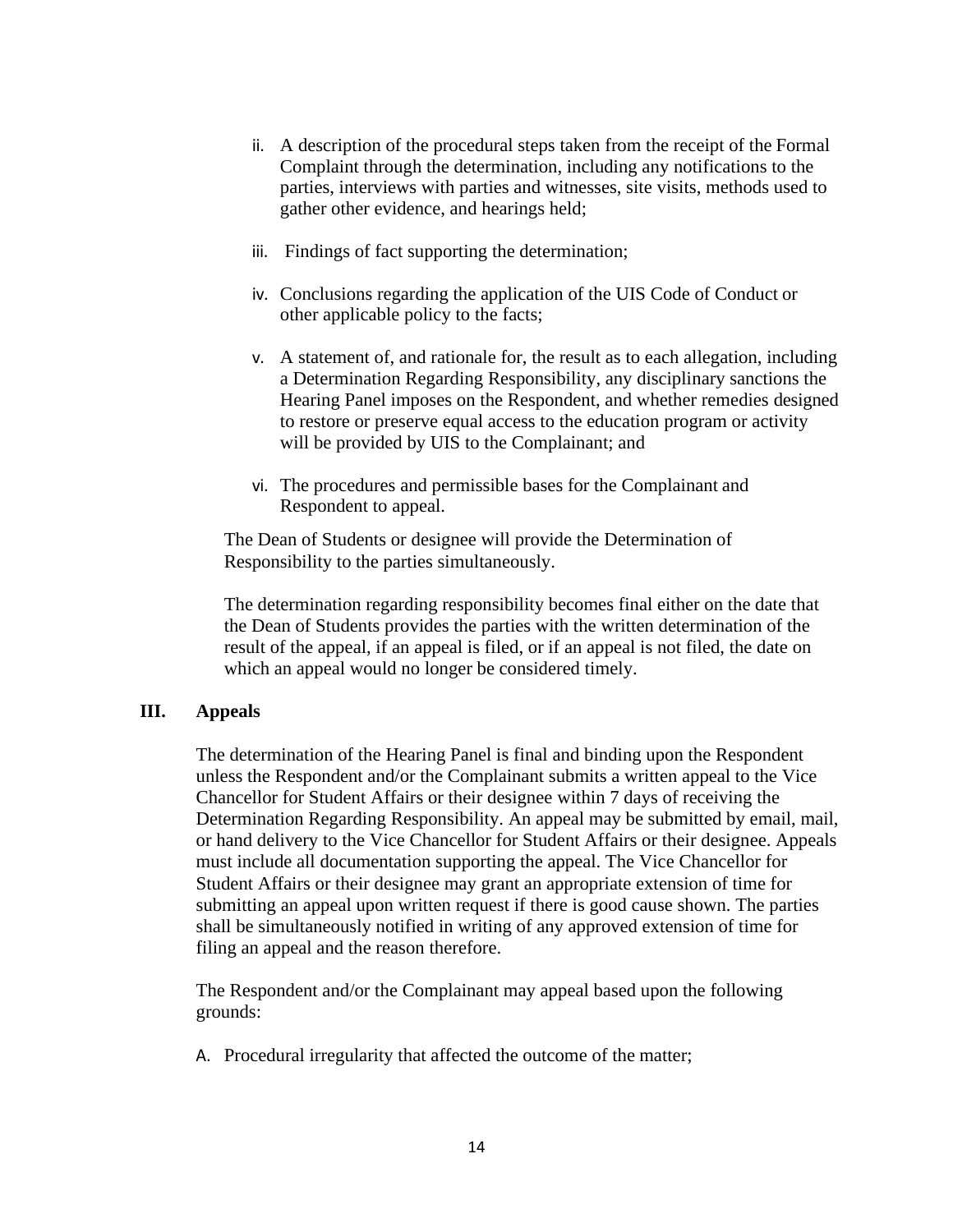ii. A description of the procedural steps taken from the receipt of the Formal Complaint through the determination, including any notifications to the parties, interviews with parties and witnesses, site visits, methods used to gather other evidence, and hearings held;

iii. Findings of fact supporting the determination;

iv. Conclusions regarding the application of the UIS Code of Conduct or other applicable policy to the facts;

v. A statement of, and rationale for, the result as to each allegation, including a Determination Regarding Responsibility, any disciplinary sanctions the Hearing Panel imposes on the Respondent, and whether remedies designed to restore or preserve equal access to the education program or activity will be provided by UIS to the Complainant; and

vi. The procedures and permissible bases for the Complainant and Respondent to appeal.

The Dean of Students or designee will provide the Determination of Responsibility to the parties simultaneously.

The determination regarding responsibility becomes final either on the date that the Dean of Students provides the parties with the written determination of the result of the appeal, if an appeal is filed, or if an appeal is not filed, the date on which an appeal would no longer be considered timely.

## III. Appeals

The determination of the Hearing Panel is final and binding upon the Respondent unless the Respondent and/or the Complainant submits a written appeal to the Vice Chancellor for Student Affairs or their designee within 7 days of receiving the Determination Regarding Responsibility. An appeal may be submitted by email, mail, or hand delivery to the Vice Chancellor for Student Affairs or their designee. Appeals must include all documentation supporting the appeal. The Vice Chancellor for Student Affairs or their designee may grant an appropriate extension of time for submitting an appeal upon written request if there is good cause shown. The parties shall be simultaneously notified in writing of any approved extension of time for filing an appeal and the reason therefore.

The Respondent and/or the Complainant may appeal based upon the following grounds:

A. Procedural irregularity that affected the outcome of the matter;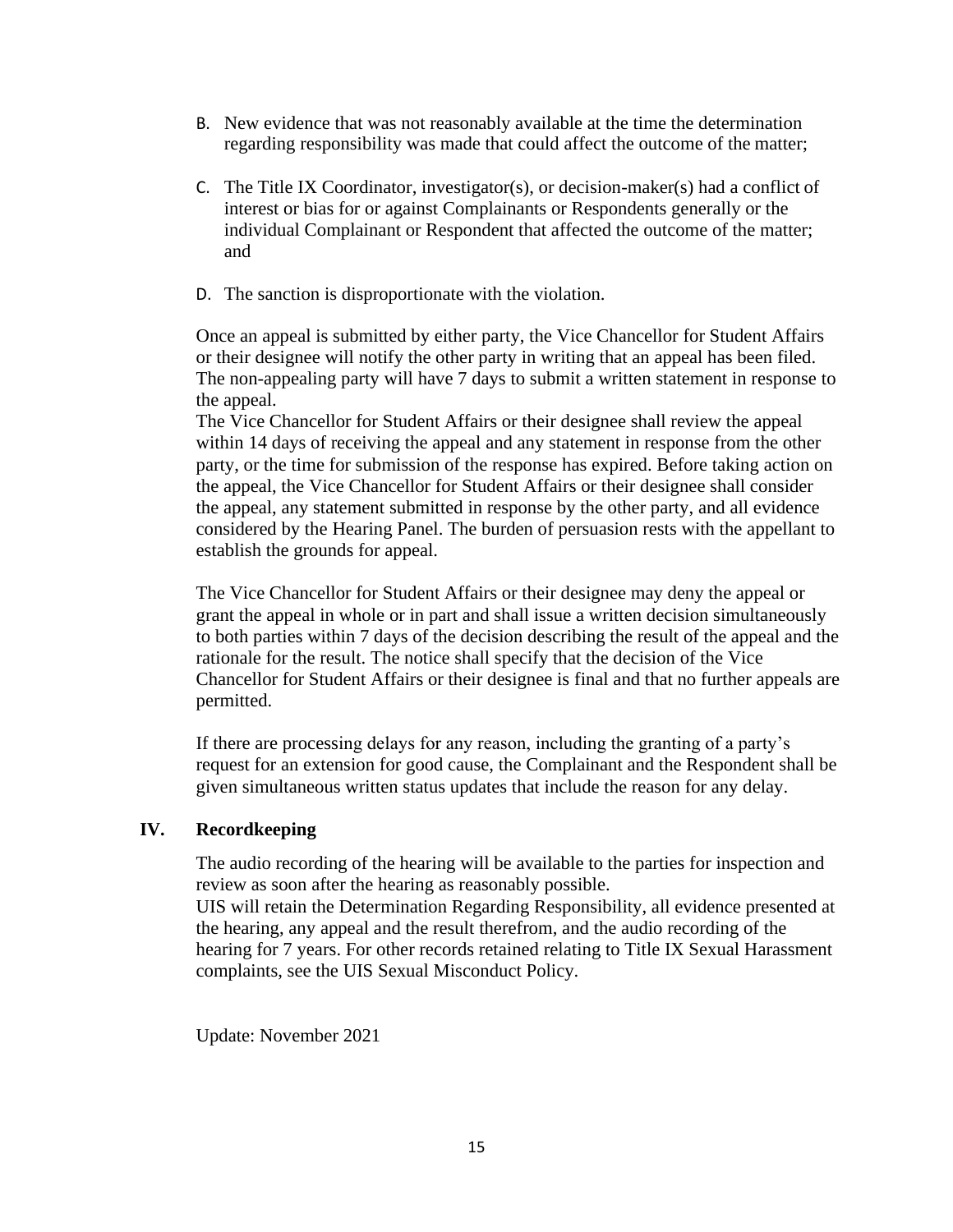B. New evidence that was not reasonably available at the time the determination regarding responsibility was made that could affect the outcome of the matter;

C. The Title IX Coordinator, investigator(s), or decision-maker(s) had a conflict of interest or bias for or against Complainants or Respondents generally or the individual Complainant or Respondent that affected the outcome of the matter; and

D. The sanction is disproportionate with the violation.

Once an appeal is submitted by either party, the Vice Chancellor for Student Affairs or their designee will notify the other party in writing that an appeal has been filed. The non-appealing party will have 7 days to submit a written statement in response to the appeal.
The Vice Chancellor for Student Affairs or their designee shall review the appeal within 14 days of receiving the appeal and any statement in response from the other party, or the time for submission of the response has expired. Before taking action on the appeal, the Vice Chancellor for Student Affairs or their designee shall consider the appeal, any statement submitted in response by the other party, and all evidence considered by the Hearing Panel. The burden of persuasion rests with the appellant to establish the grounds for appeal.

The Vice Chancellor for Student Affairs or their designee may deny the appeal or grant the appeal in whole or in part and shall issue a written decision simultaneously to both parties within 7 days of the decision describing the result of the appeal and the rationale for the result. The notice shall specify that the decision of the Vice Chancellor for Student Affairs or their designee is final and that no further appeals are permitted.

If there are processing delays for any reason, including the granting of a party's request for an extension for good cause, the Complainant and the Respondent shall be given simultaneous written status updates that include the reason for any delay.

## IV. Recordkeeping

The audio recording of the hearing will be available to the parties for inspection and review as soon after the hearing as reasonably possible.
UIS will retain the Determination Regarding Responsibility, all evidence presented at the hearing, any appeal and the result therefrom, and the audio recording of the hearing for 7 years. For other records retained relating to Title IX Sexual Harassment complaints, see the UIS Sexual Misconduct Policy.

Update: November 2021